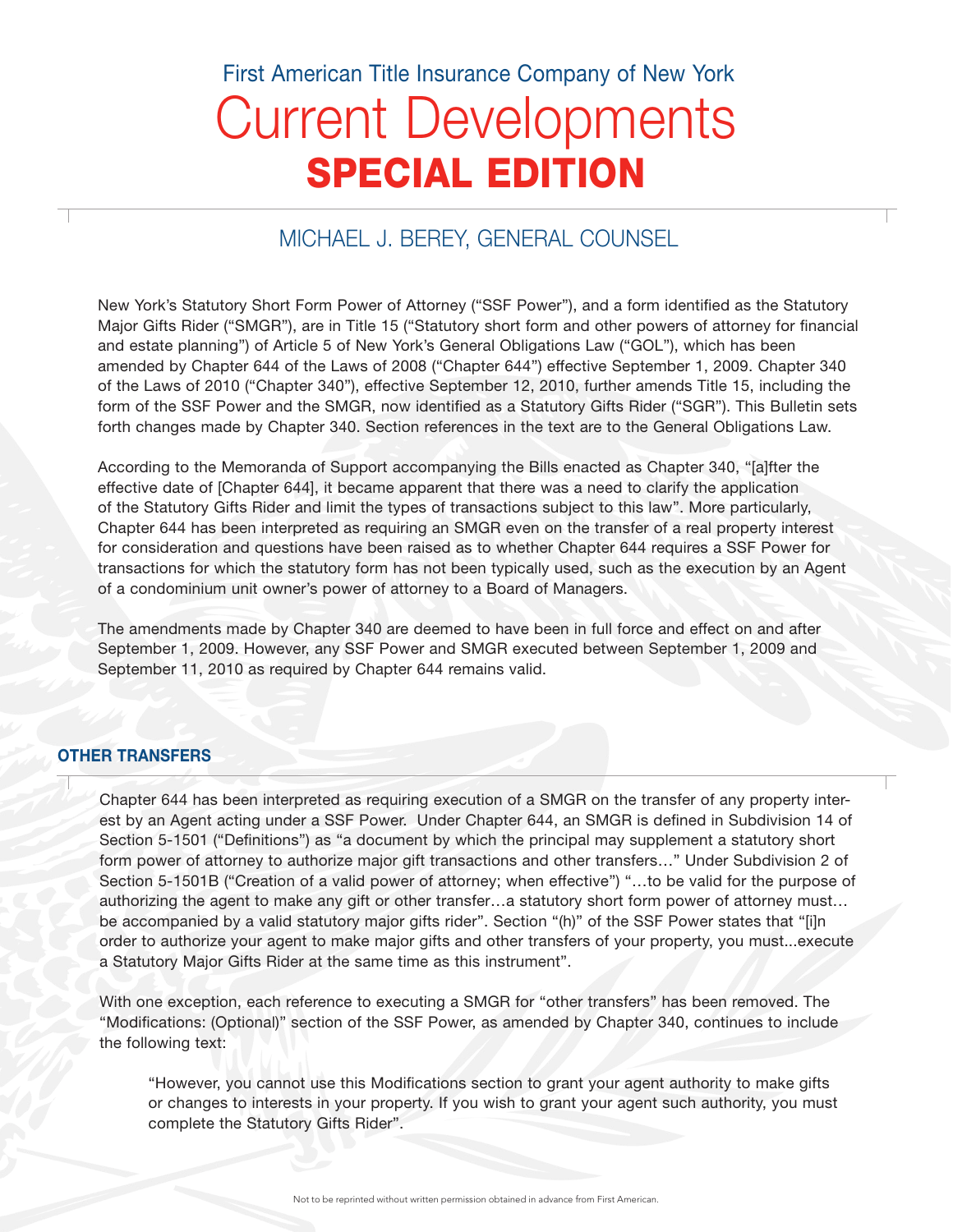First American Title Insurance Company of New York

# Current Developments
# SPECIAL EDITION

## MICHAEL J. BEREY, GENERAL COUNSEL

New York's Statutory Short Form Power of Attorney ("SSF Power"), and a form identified as the Statutory Major Gifts Rider ("SMGR"), are in Title 15 ("Statutory short form and other powers of attorney for financial and estate planning") of Article 5 of New York's General Obligations Law ("GOL"), which has been amended by Chapter 644 of the Laws of 2008 ("Chapter 644") effective September 1, 2009. Chapter 340 of the Laws of 2010 ("Chapter 340"), effective September 12, 2010, further amends Title 15, including the form of the SSF Power and the SMGR, now identified as a Statutory Gifts Rider ("SGR"). This Bulletin sets forth changes made by Chapter 340. Section references in the text are to the General Obligations Law.

According to the Memoranda of Support accompanying the Bills enacted as Chapter 340, "[a]fter the effective date of [Chapter 644], it became apparent that there was a need to clarify the application of the Statutory Gifts Rider and limit the types of transactions subject to this law". More particularly, Chapter 644 has been interpreted as requiring an SMGR even on the transfer of a real property interest for consideration and questions have been raised as to whether Chapter 644 requires a SSF Power for transactions for which the statutory form has not been typically used, such as the execution by an Agent of a condominium unit owner's power of attorney to a Board of Managers.

The amendments made by Chapter 340 are deemed to have been in full force and effect on and after September 1, 2009. However, any SSF Power and SMGR executed between September 1, 2009 and September 11, 2010 as required by Chapter 644 remains valid.

### OTHER TRANSFERS

Chapter 644 has been interpreted as requiring execution of a SMGR on the transfer of any property interest by an Agent acting under a SSF Power. Under Chapter 644, an SMGR is defined in Subdivision 14 of Section 5-1501 ("Definitions") as "a document by which the principal may supplement a statutory short form power of attorney to authorize major gift transactions and other transfers…" Under Subdivision 2 of Section 5-1501B ("Creation of a valid power of attorney; when effective") "…to be valid for the purpose of authorizing the agent to make any gift or other transfer…a statutory short form power of attorney must… be accompanied by a valid statutory major gifts rider". Section "(h)" of the SSF Power states that "[i]n order to authorize your agent to make major gifts and other transfers of your property, you must...execute a Statutory Major Gifts Rider at the same time as this instrument".

With one exception, each reference to executing a SMGR for "other transfers" has been removed. The "Modifications: (Optional)" section of the SSF Power, as amended by Chapter 340, continues to include the following text:

> "However, you cannot use this Modifications section to grant your agent authority to make gifts or changes to interests in your property. If you wish to grant your agent such authority, you must complete the Statutory Gifts Rider".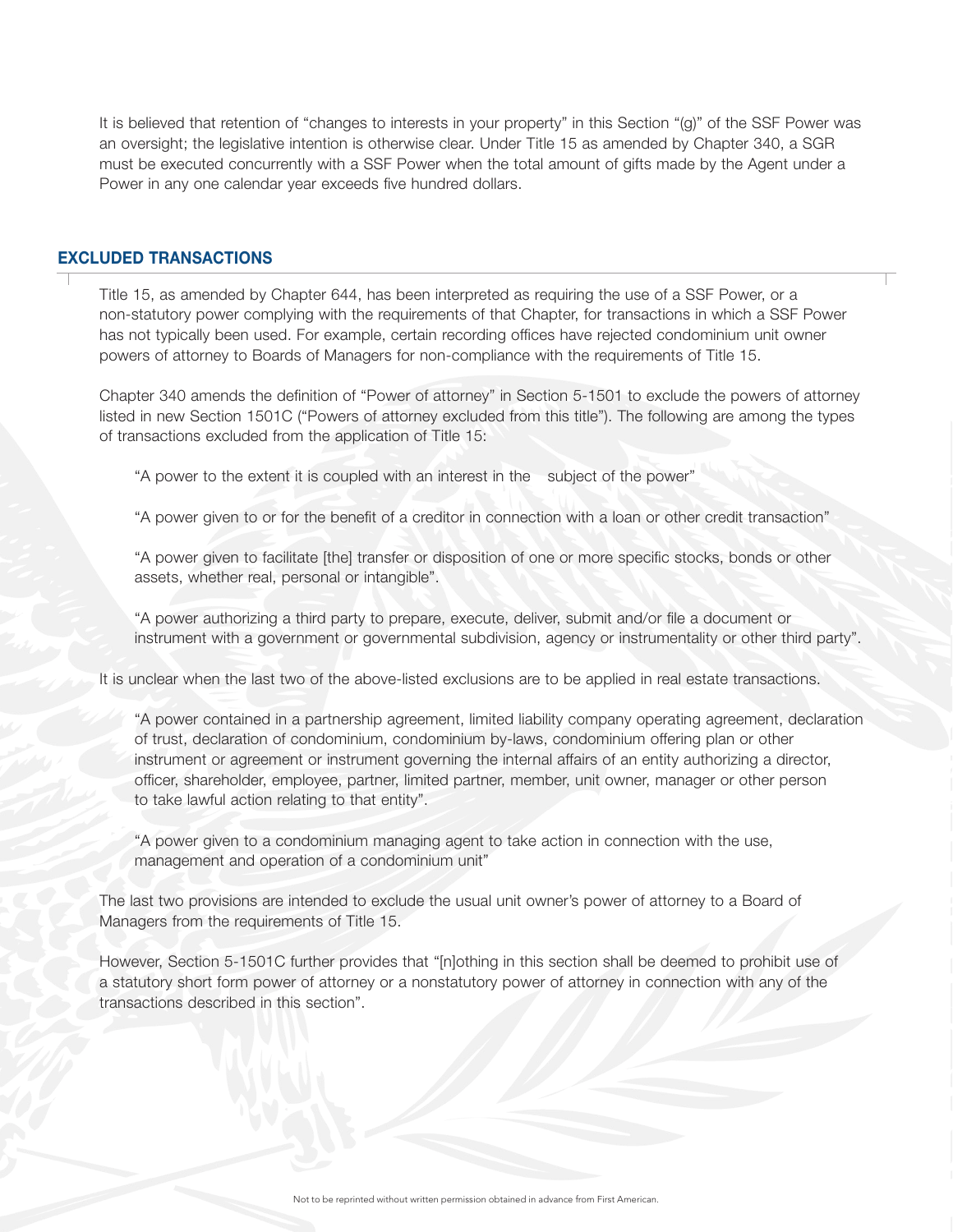It is believed that retention of "changes to interests in your property" in this Section "(g)" of the SSF Power was an oversight; the legislative intention is otherwise clear. Under Title 15 as amended by Chapter 340, a SGR must be executed concurrently with a SSF Power when the total amount of gifts made by the Agent under a Power in any one calendar year exceeds five hundred dollars.

## EXCLUDED TRANSACTIONS

Title 15, as amended by Chapter 644, has been interpreted as requiring the use of a SSF Power, or a non-statutory power complying with the requirements of that Chapter, for transactions in which a SSF Power has not typically been used. For example, certain recording offices have rejected condominium unit owner powers of attorney to Boards of Managers for non-compliance with the requirements of Title 15.

Chapter 340 amends the definition of "Power of attorney" in Section 5-1501 to exclude the powers of attorney listed in new Section 1501C ("Powers of attorney excluded from this title"). The following are among the types of transactions excluded from the application of Title 15:

> "A power to the extent it is coupled with an interest in the subject of the power"
>
> "A power given to or for the benefit of a creditor in connection with a loan or other credit transaction"
>
> "A power given to facilitate [the] transfer or disposition of one or more specific stocks, bonds or other assets, whether real, personal or intangible".
>
> "A power authorizing a third party to prepare, execute, deliver, submit and/or file a document or instrument with a government or governmental subdivision, agency or instrumentality or other third party".

It is unclear when the last two of the above-listed exclusions are to be applied in real estate transactions.

> "A power contained in a partnership agreement, limited liability company operating agreement, declaration of trust, declaration of condominium, condominium by-laws, condominium offering plan or other instrument or agreement or instrument governing the internal affairs of an entity authorizing a director, officer, shareholder, employee, partner, limited partner, member, unit owner, manager or other person to take lawful action relating to that entity".
>
> "A power given to a condominium managing agent to take action in connection with the use, management and operation of a condominium unit"

The last two provisions are intended to exclude the usual unit owner's power of attorney to a Board of Managers from the requirements of Title 15.

However, Section 5-1501C further provides that "[n]othing in this section shall be deemed to prohibit use of a statutory short form power of attorney or a nonstatutory power of attorney in connection with any of the transactions described in this section".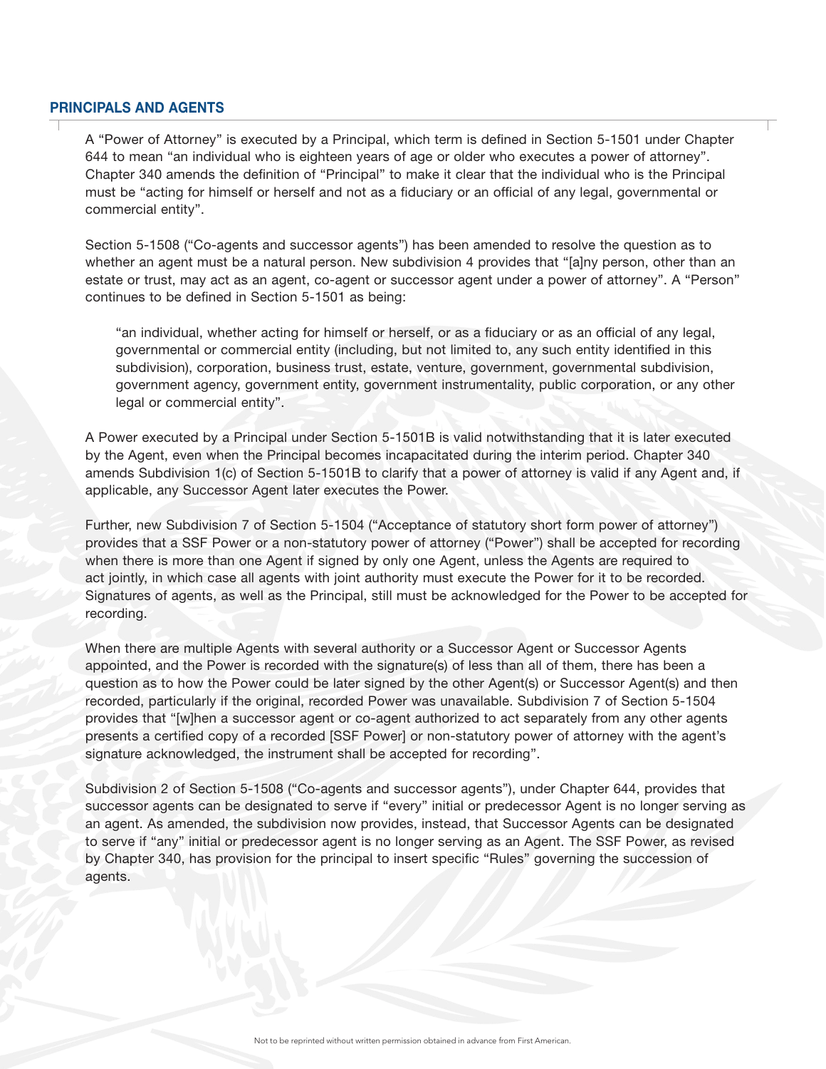## PRINCIPALS AND AGENTS

A "Power of Attorney" is executed by a Principal, which term is defined in Section 5-1501 under Chapter 644 to mean "an individual who is eighteen years of age or older who executes a power of attorney". Chapter 340 amends the definition of "Principal" to make it clear that the individual who is the Principal must be "acting for himself or herself and not as a fiduciary or an official of any legal, governmental or commercial entity".

Section 5-1508 ("Co-agents and successor agents") has been amended to resolve the question as to whether an agent must be a natural person. New subdivision 4 provides that "[a]ny person, other than an estate or trust, may act as an agent, co-agent or successor agent under a power of attorney". A "Person" continues to be defined in Section 5-1501 as being:

> "an individual, whether acting for himself or herself, or as a fiduciary or as an official of any legal, governmental or commercial entity (including, but not limited to, any such entity identified in this subdivision), corporation, business trust, estate, venture, government, governmental subdivision, government agency, government entity, government instrumentality, public corporation, or any other legal or commercial entity".

A Power executed by a Principal under Section 5-1501B is valid notwithstanding that it is later executed by the Agent, even when the Principal becomes incapacitated during the interim period. Chapter 340 amends Subdivision 1(c) of Section 5-1501B to clarify that a power of attorney is valid if any Agent and, if applicable, any Successor Agent later executes the Power.

Further, new Subdivision 7 of Section 5-1504 ("Acceptance of statutory short form power of attorney") provides that a SSF Power or a non-statutory power of attorney ("Power") shall be accepted for recording when there is more than one Agent if signed by only one Agent, unless the Agents are required to act jointly, in which case all agents with joint authority must execute the Power for it to be recorded. Signatures of agents, as well as the Principal, still must be acknowledged for the Power to be accepted for recording.

When there are multiple Agents with several authority or a Successor Agent or Successor Agents appointed, and the Power is recorded with the signature(s) of less than all of them, there has been a question as to how the Power could be later signed by the other Agent(s) or Successor Agent(s) and then recorded, particularly if the original, recorded Power was unavailable. Subdivision 7 of Section 5-1504 provides that "[w]hen a successor agent or co-agent authorized to act separately from any other agents presents a certified copy of a recorded [SSF Power] or non-statutory power of attorney with the agent's signature acknowledged, the instrument shall be accepted for recording".

Subdivision 2 of Section 5-1508 ("Co-agents and successor agents"), under Chapter 644, provides that successor agents can be designated to serve if "every" initial or predecessor Agent is no longer serving as an agent. As amended, the subdivision now provides, instead, that Successor Agents can be designated to serve if "any" initial or predecessor agent is no longer serving as an Agent. The SSF Power, as revised by Chapter 340, has provision for the principal to insert specific "Rules" governing the succession of agents.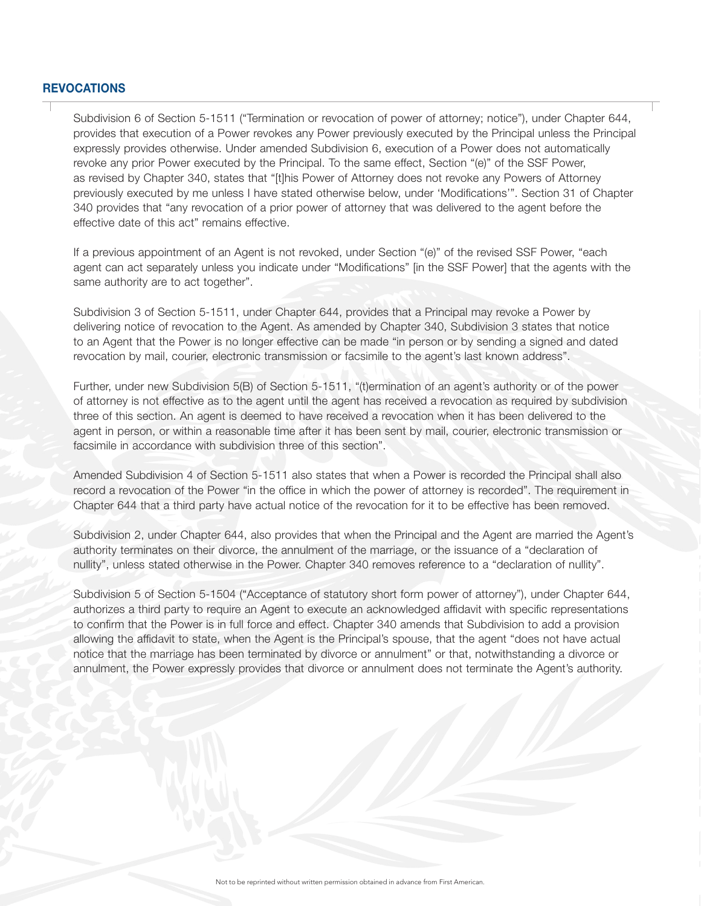## REVOCATIONS

Subdivision 6 of Section 5-1511 ("Termination or revocation of power of attorney; notice"), under Chapter 644, provides that execution of a Power revokes any Power previously executed by the Principal unless the Principal expressly provides otherwise. Under amended Subdivision 6, execution of a Power does not automatically revoke any prior Power executed by the Principal. To the same effect, Section "(e)" of the SSF Power, as revised by Chapter 340, states that "[t]his Power of Attorney does not revoke any Powers of Attorney previously executed by me unless I have stated otherwise below, under 'Modifications'". Section 31 of Chapter 340 provides that "any revocation of a prior power of attorney that was delivered to the agent before the effective date of this act" remains effective.

If a previous appointment of an Agent is not revoked, under Section "(e)" of the revised SSF Power, "each agent can act separately unless you indicate under "Modifications" [in the SSF Power] that the agents with the same authority are to act together".

Subdivision 3 of Section 5-1511, under Chapter 644, provides that a Principal may revoke a Power by delivering notice of revocation to the Agent. As amended by Chapter 340, Subdivision 3 states that notice to an Agent that the Power is no longer effective can be made "in person or by sending a signed and dated revocation by mail, courier, electronic transmission or facsimile to the agent's last known address".

Further, under new Subdivision 5(B) of Section 5-1511, "(t)ermination of an agent's authority or of the power of attorney is not effective as to the agent until the agent has received a revocation as required by subdivision three of this section. An agent is deemed to have received a revocation when it has been delivered to the agent in person, or within a reasonable time after it has been sent by mail, courier, electronic transmission or facsimile in accordance with subdivision three of this section".

Amended Subdivision 4 of Section 5-1511 also states that when a Power is recorded the Principal shall also record a revocation of the Power "in the office in which the power of attorney is recorded". The requirement in Chapter 644 that a third party have actual notice of the revocation for it to be effective has been removed.

Subdivision 2, under Chapter 644, also provides that when the Principal and the Agent are married the Agent's authority terminates on their divorce, the annulment of the marriage, or the issuance of a "declaration of nullity", unless stated otherwise in the Power. Chapter 340 removes reference to a "declaration of nullity".

Subdivision 5 of Section 5-1504 ("Acceptance of statutory short form power of attorney"), under Chapter 644, authorizes a third party to require an Agent to execute an acknowledged affidavit with specific representations to confirm that the Power is in full force and effect. Chapter 340 amends that Subdivision to add a provision allowing the affidavit to state, when the Agent is the Principal's spouse, that the agent "does not have actual notice that the marriage has been terminated by divorce or annulment" or that, notwithstanding a divorce or annulment, the Power expressly provides that divorce or annulment does not terminate the Agent's authority.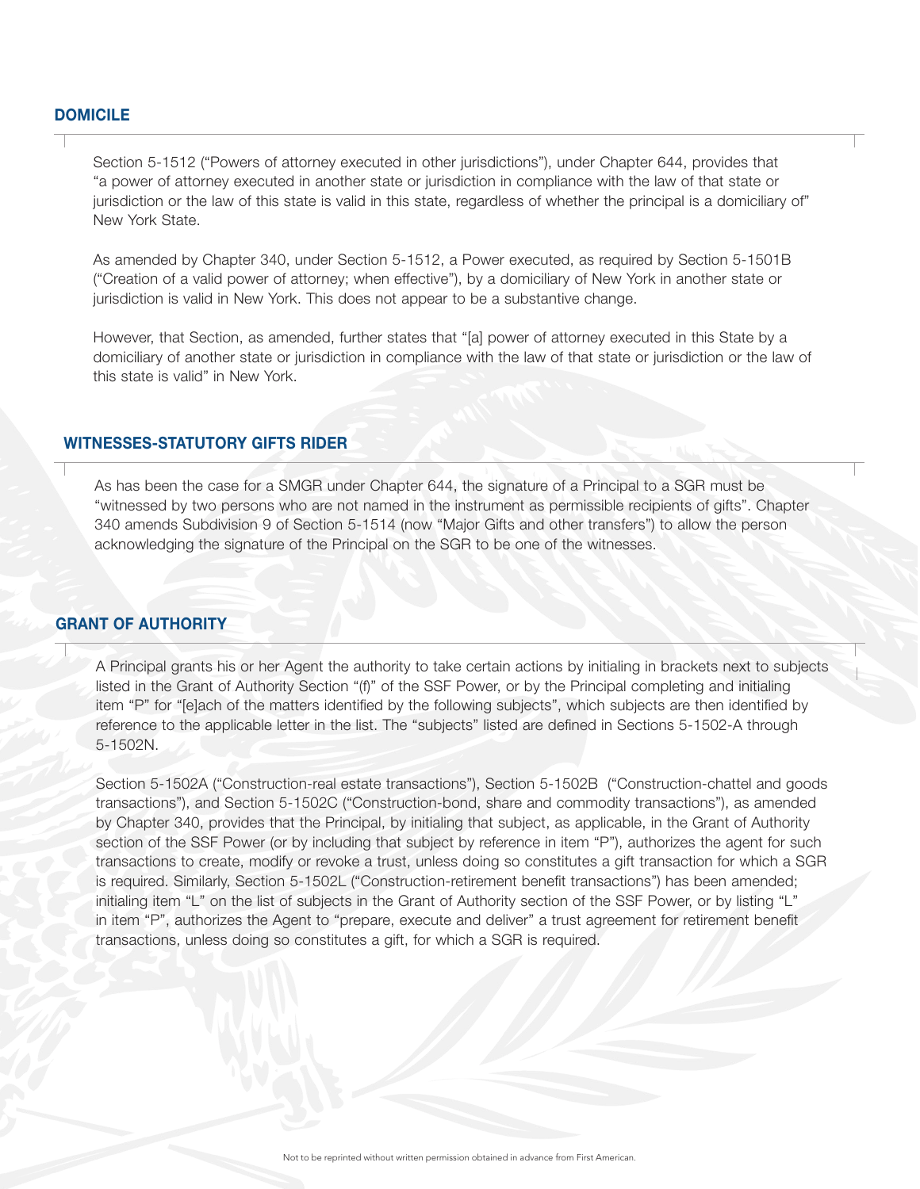## DOMICILE

Section 5-1512 ("Powers of attorney executed in other jurisdictions"), under Chapter 644, provides that "a power of attorney executed in another state or jurisdiction in compliance with the law of that state or jurisdiction or the law of this state is valid in this state, regardless of whether the principal is a domiciliary of" New York State.

As amended by Chapter 340, under Section 5-1512, a Power executed, as required by Section 5-1501B ("Creation of a valid power of attorney; when effective"), by a domiciliary of New York in another state or jurisdiction is valid in New York. This does not appear to be a substantive change.

However, that Section, as amended, further states that "[a] power of attorney executed in this State by a domiciliary of another state or jurisdiction in compliance with the law of that state or jurisdiction or the law of this state is valid" in New York.

## WITNESSES-STATUTORY GIFTS RIDER

As has been the case for a SMGR under Chapter 644, the signature of a Principal to a SGR must be "witnessed by two persons who are not named in the instrument as permissible recipients of gifts". Chapter 340 amends Subdivision 9 of Section 5-1514 (now "Major Gifts and other transfers") to allow the person acknowledging the signature of the Principal on the SGR to be one of the witnesses.

## GRANT OF AUTHORITY

A Principal grants his or her Agent the authority to take certain actions by initialing in brackets next to subjects listed in the Grant of Authority Section "(f)" of the SSF Power, or by the Principal completing and initialing item "P" for "[e]ach of the matters identified by the following subjects", which subjects are then identified by reference to the applicable letter in the list. The "subjects" listed are defined in Sections 5-1502-A through 5-1502N.

Section 5-1502A ("Construction-real estate transactions"), Section 5-1502B ("Construction-chattel and goods transactions"), and Section 5-1502C ("Construction-bond, share and commodity transactions"), as amended by Chapter 340, provides that the Principal, by initialing that subject, as applicable, in the Grant of Authority section of the SSF Power (or by including that subject by reference in item "P"), authorizes the agent for such transactions to create, modify or revoke a trust, unless doing so constitutes a gift transaction for which a SGR is required. Similarly, Section 5-1502L ("Construction-retirement benefit transactions") has been amended; initialing item "L" on the list of subjects in the Grant of Authority section of the SSF Power, or by listing "L" in item "P", authorizes the Agent to "prepare, execute and deliver" a trust agreement for retirement benefit transactions, unless doing so constitutes a gift, for which a SGR is required.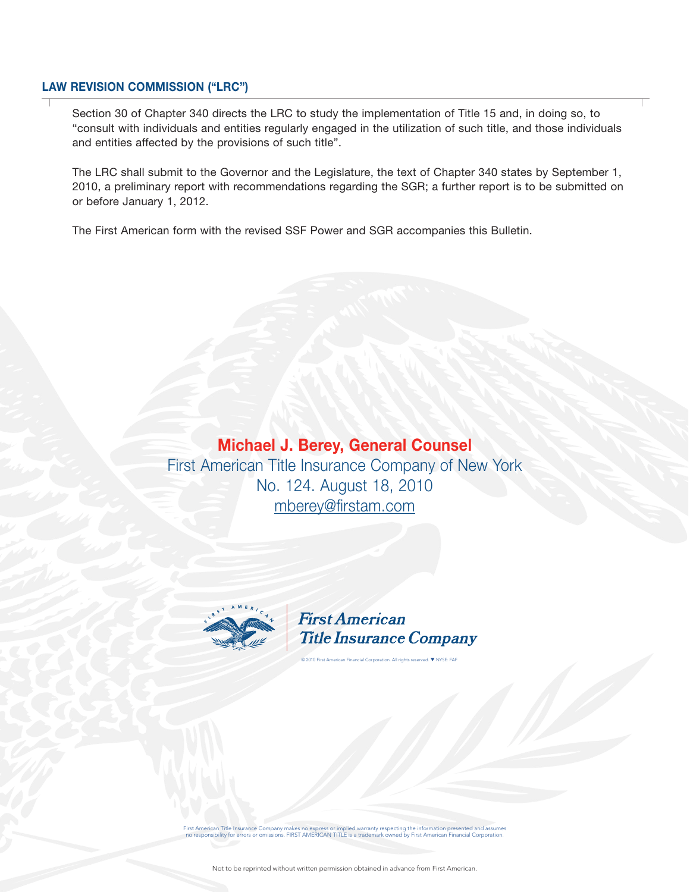## LAW REVISION COMMISSION ("LRC")

Section 30 of Chapter 340 directs the LRC to study the implementation of Title 15 and, in doing so, to "consult with individuals and entities regularly engaged in the utilization of such title, and those individuals and entities affected by the provisions of such title".

The LRC shall submit to the Governor and the Legislature, the text of Chapter 340 states by September 1, 2010, a preliminary report with recommendations regarding the SGR; a further report is to be submitted on or before January 1, 2012.

The First American form with the revised SSF Power and SGR accompanies this Bulletin.

**Michael J. Berey, General Counsel**
First American Title Insurance Company of New York
No. 124. August 18, 2010
mberey@firstam.com

First American Title Insurance Company

© 2010 First American Financial Corporation. All rights reserved. ▼ NYSE: FAF

First American Title Insurance Company makes no express or implied warranty respecting the information presented and assumes no responsibility for errors or omissions. FIRST AMERICAN TITLE is a trademark owned by First American Financial Corporation.

Not to be reprinted without written permission obtained in advance from First American.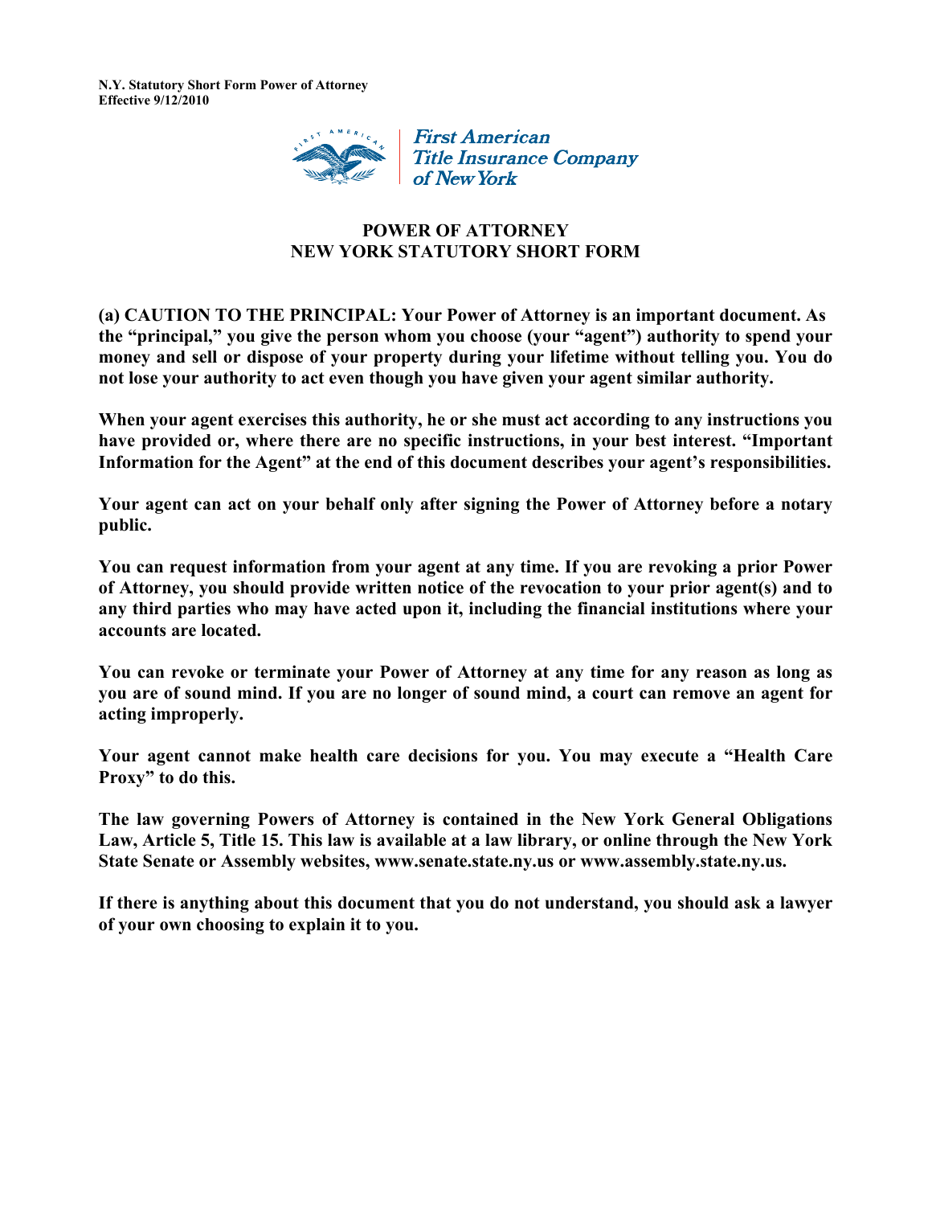**N.Y. Statutory Short Form Power of Attorney**
**Effective 9/12/2010**

First American Title Insurance Company of New York

# POWER OF ATTORNEY
# NEW YORK STATUTORY SHORT FORM

**(a) CAUTION TO THE PRINCIPAL: Your Power of Attorney is an important document. As the "principal," you give the person whom you choose (your "agent") authority to spend your money and sell or dispose of your property during your lifetime without telling you. You do not lose your authority to act even though you have given your agent similar authority.**

**When your agent exercises this authority, he or she must act according to any instructions you have provided or, where there are no specific instructions, in your best interest. "Important Information for the Agent" at the end of this document describes your agent's responsibilities.**

**Your agent can act on your behalf only after signing the Power of Attorney before a notary public.**

**You can request information from your agent at any time. If you are revoking a prior Power of Attorney, you should provide written notice of the revocation to your prior agent(s) and to any third parties who may have acted upon it, including the financial institutions where your accounts are located.**

**You can revoke or terminate your Power of Attorney at any time for any reason as long as you are of sound mind. If you are no longer of sound mind, a court can remove an agent for acting improperly.**

**Your agent cannot make health care decisions for you. You may execute a "Health Care Proxy" to do this.**

**The law governing Powers of Attorney is contained in the New York General Obligations Law, Article 5, Title 15. This law is available at a law library, or online through the New York State Senate or Assembly websites, www.senate.state.ny.us or www.assembly.state.ny.us.**

**If there is anything about this document that you do not understand, you should ask a lawyer of your own choosing to explain it to you.**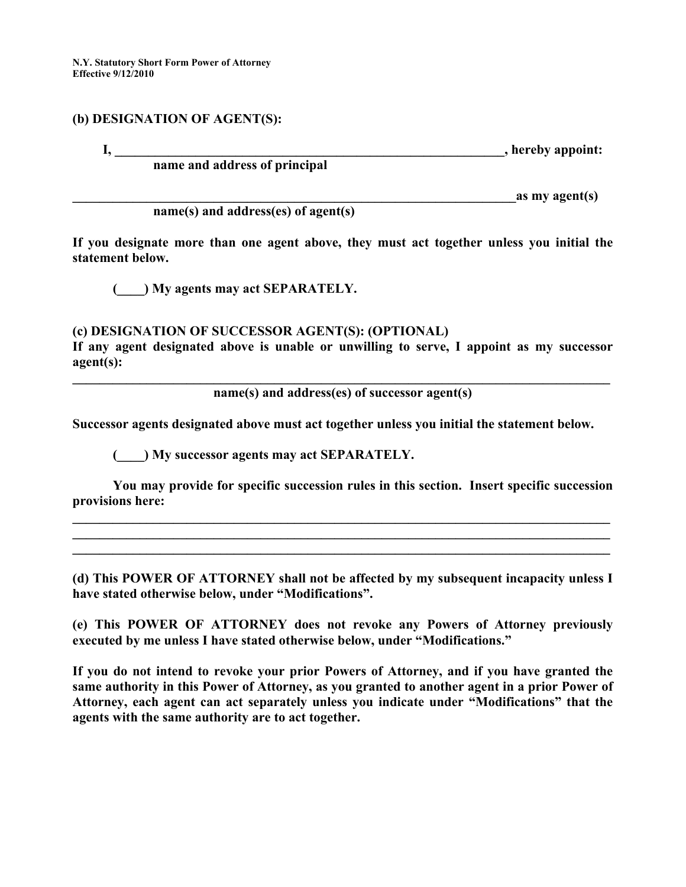**(b) DESIGNATION OF AGENT(S):**

**I, \_\_\_\_\_\_\_\_\_\_\_\_\_\_\_\_\_\_\_\_\_\_\_\_\_\_\_\_\_\_\_\_\_\_\_\_\_\_\_\_\_\_\_\_\_\_\_\_\_\_\_\_\_\_\_\_\_\_\_\_\_\_, hereby appoint:**
**name and address of principal**

**\_\_\_\_\_\_\_\_\_\_\_\_\_\_\_\_\_\_\_\_\_\_\_\_\_\_\_\_\_\_\_\_\_\_\_\_\_\_\_\_\_\_\_\_\_\_\_\_\_\_\_\_\_\_\_\_\_\_\_\_\_\_\_\_\_\_\_\_\_\_as my agent(s)**
**name(s) and address(es) of agent(s)**

**If you designate more than one agent above, they must act together unless you initial the statement below.**

**(\_\_\_\_) My agents may act SEPARATELY.**

**(c) DESIGNATION OF SUCCESSOR AGENT(S): (OPTIONAL)**
**If any agent designated above is unable or unwilling to serve, I appoint as my successor agent(s):**

**\_\_\_\_\_\_\_\_\_\_\_\_\_\_\_\_\_\_\_\_\_\_\_\_\_\_\_\_\_\_\_\_\_\_\_\_\_\_\_\_\_\_\_\_\_\_\_\_\_\_\_\_\_\_\_\_\_\_\_\_\_\_\_\_\_\_\_\_\_\_\_\_\_\_\_\_\_\_\_\_\_\_\_**
**name(s) and address(es) of successor agent(s)**

**Successor agents designated above must act together unless you initial the statement below.**

**(\_\_\_\_) My successor agents may act SEPARATELY.**

**You may provide for specific succession rules in this section. Insert specific succession provisions here:**

**\_\_\_\_\_\_\_\_\_\_\_\_\_\_\_\_\_\_\_\_\_\_\_\_\_\_\_\_\_\_\_\_\_\_\_\_\_\_\_\_\_\_\_\_\_\_\_\_\_\_\_\_\_\_\_\_\_\_\_\_\_\_\_\_\_\_\_\_\_\_\_\_\_\_\_\_\_\_\_\_\_\_\_**
**\_\_\_\_\_\_\_\_\_\_\_\_\_\_\_\_\_\_\_\_\_\_\_\_\_\_\_\_\_\_\_\_\_\_\_\_\_\_\_\_\_\_\_\_\_\_\_\_\_\_\_\_\_\_\_\_\_\_\_\_\_\_\_\_\_\_\_\_\_\_\_\_\_\_\_\_\_\_\_\_\_\_\_**
**\_\_\_\_\_\_\_\_\_\_\_\_\_\_\_\_\_\_\_\_\_\_\_\_\_\_\_\_\_\_\_\_\_\_\_\_\_\_\_\_\_\_\_\_\_\_\_\_\_\_\_\_\_\_\_\_\_\_\_\_\_\_\_\_\_\_\_\_\_\_\_\_\_\_\_\_\_\_\_\_\_\_\_**

**(d) This POWER OF ATTORNEY shall not be affected by my subsequent incapacity unless I have stated otherwise below, under "Modifications".**

**(e) This POWER OF ATTORNEY does not revoke any Powers of Attorney previously executed by me unless I have stated otherwise below, under "Modifications."**

**If you do not intend to revoke your prior Powers of Attorney, and if you have granted the same authority in this Power of Attorney, as you granted to another agent in a prior Power of Attorney, each agent can act separately unless you indicate under "Modifications" that the agents with the same authority are to act together.**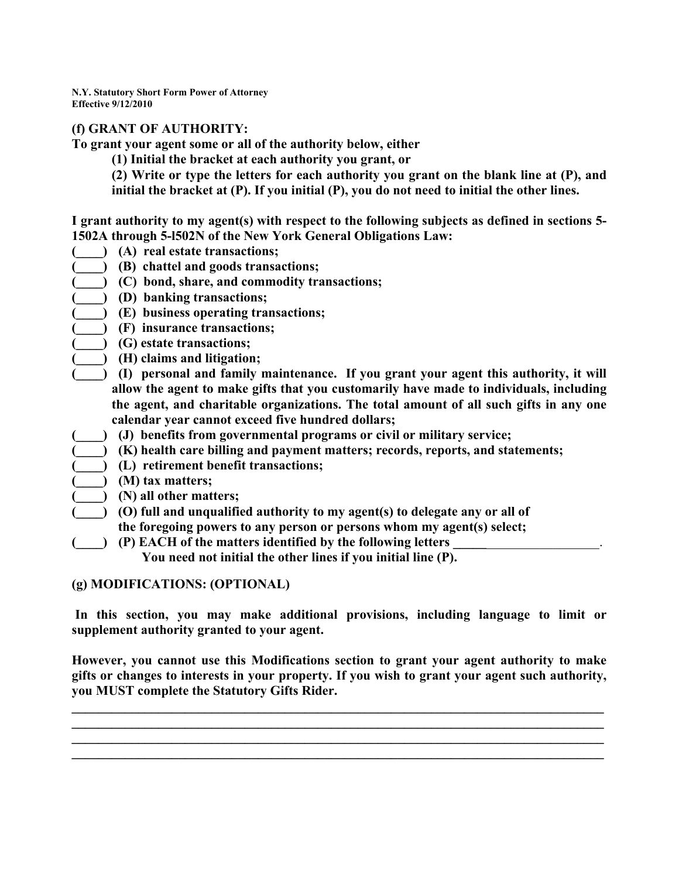**(f) GRANT OF AUTHORITY:**

**To grant your agent some or all of the authority below, either**

**(1) Initial the bracket at each authority you grant, or**

**(2) Write or type the letters for each authority you grant on the blank line at (P), and initial the bracket at (P). If you initial (P), you do not need to initial the other lines.**

**I grant authority to my agent(s) with respect to the following subjects as defined in sections 5-1502A through 5-l502N of the New York General Obligations Law:**

**(____) (A) real estate transactions;**
**(____) (B) chattel and goods transactions;**
**(____) (C) bond, share, and commodity transactions;**
**(____) (D) banking transactions;**
**(____) (E) business operating transactions;**
**(____) (F) insurance transactions;**
**(____) (G) estate transactions;**
**(____) (H) claims and litigation;**
**(____) (I) personal and family maintenance. If you grant your agent this authority, it will allow the agent to make gifts that you customarily have made to individuals, including the agent, and charitable organizations. The total amount of all such gifts in any one calendar year cannot exceed five hundred dollars;**
**(____) (J) benefits from governmental programs or civil or military service;**
**(____) (K) health care billing and payment matters; records, reports, and statements;**
**(____) (L) retirement benefit transactions;**
**(____) (M) tax matters;**
**(____) (N) all other matters;**
**(____) (O) full and unqualified authority to my agent(s) to delegate any or all of the foregoing powers to any person or persons whom my agent(s) select;**
**(____) (P) EACH of the matters identified by the following letters ________________________.**
**You need not initial the other lines if you initial line (P).**

**(g) MODIFICATIONS: (OPTIONAL)**

**In this section, you may make additional provisions, including language to limit or supplement authority granted to your agent.**

**However, you cannot use this Modifications section to grant your agent authority to make gifts or changes to interests in your property. If you wish to grant your agent such authority, you MUST complete the Statutory Gifts Rider.**

______________________________________________________________________________
______________________________________________________________________________
______________________________________________________________________________
______________________________________________________________________________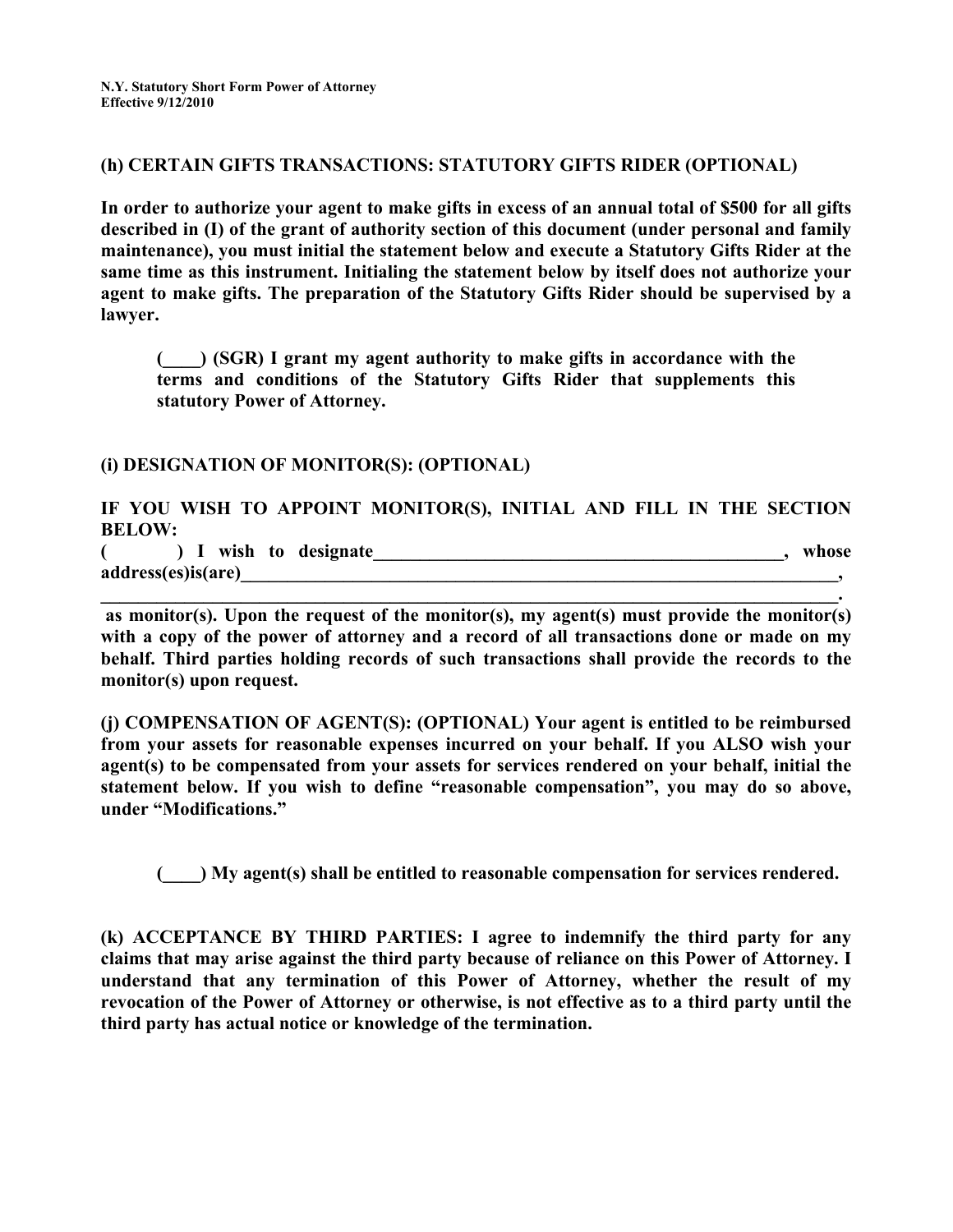**(h) CERTAIN GIFTS TRANSACTIONS: STATUTORY GIFTS RIDER (OPTIONAL)**

**In order to authorize your agent to make gifts in excess of an annual total of $500 for all gifts described in (I) of the grant of authority section of this document (under personal and family maintenance), you must initial the statement below and execute a Statutory Gifts Rider at the same time as this instrument. Initialing the statement below by itself does not authorize your agent to make gifts. The preparation of the Statutory Gifts Rider should be supervised by a lawyer.**

> **(____) (SGR) I grant my agent authority to make gifts in accordance with the terms and conditions of the Statutory Gifts Rider that supplements this statutory Power of Attorney.**

**(i) DESIGNATION OF MONITOR(S): (OPTIONAL)**

**IF YOU WISH TO APPOINT MONITOR(S), INITIAL AND FILL IN THE SECTION BELOW:**

**(        ) I wish to designate_______________________________________________, whose address(es)is(are)______________________________________________________________________, ______________________________________________________________________________.**

**as monitor(s). Upon the request of the monitor(s), my agent(s) must provide the monitor(s) with a copy of the power of attorney and a record of all transactions done or made on my behalf. Third parties holding records of such transactions shall provide the records to the monitor(s) upon request.**

**(j) COMPENSATION OF AGENT(S): (OPTIONAL) Your agent is entitled to be reimbursed from your assets for reasonable expenses incurred on your behalf. If you ALSO wish your agent(s) to be compensated from your assets for services rendered on your behalf, initial the statement below. If you wish to define "reasonable compensation", you may do so above, under "Modifications."**

> **(____) My agent(s) shall be entitled to reasonable compensation for services rendered.**

**(k) ACCEPTANCE BY THIRD PARTIES: I agree to indemnify the third party for any claims that may arise against the third party because of reliance on this Power of Attorney. I understand that any termination of this Power of Attorney, whether the result of my revocation of the Power of Attorney or otherwise, is not effective as to a third party until the third party has actual notice or knowledge of the termination.**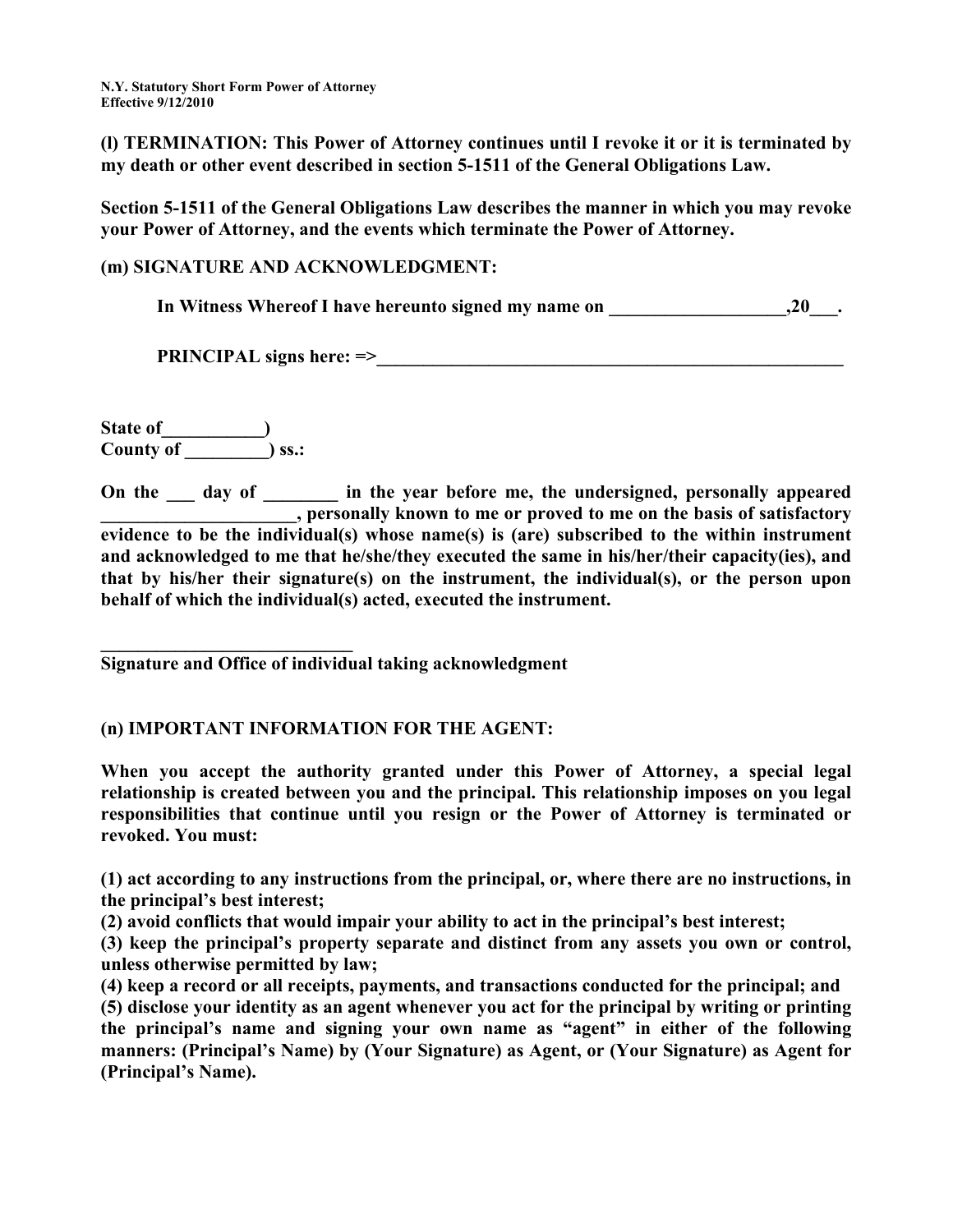**(l) TERMINATION: This Power of Attorney continues until I revoke it or it is terminated by my death or other event described in section 5-1511 of the General Obligations Law.**

**Section 5-1511 of the General Obligations Law describes the manner in which you may revoke your Power of Attorney, and the events which terminate the Power of Attorney.**

**(m) SIGNATURE AND ACKNOWLEDGMENT:**

**In Witness Whereof I have hereunto signed my name on ___________________,20___.**

**PRINCIPAL signs here: =>____________________________________________________**

**State of___________)**
**County of _________) ss.:**

**On the ___ day of ________ in the year before me, the undersigned, personally appeared _____________________, personally known to me or proved to me on the basis of satisfactory evidence to be the individual(s) whose name(s) is (are) subscribed to the within instrument and acknowledged to me that he/she/they executed the same in his/her/their capacity(ies), and that by his/her their signature(s) on the instrument, the individual(s), or the person upon behalf of which the individual(s) acted, executed the instrument.**

**___________________________**
**Signature and Office of individual taking acknowledgment**

**(n) IMPORTANT INFORMATION FOR THE AGENT:**

**When you accept the authority granted under this Power of Attorney, a special legal relationship is created between you and the principal. This relationship imposes on you legal responsibilities that continue until you resign or the Power of Attorney is terminated or revoked. You must:**

**(1) act according to any instructions from the principal, or, where there are no instructions, in the principal's best interest;**
**(2) avoid conflicts that would impair your ability to act in the principal's best interest;**
**(3) keep the principal's property separate and distinct from any assets you own or control, unless otherwise permitted by law;**
**(4) keep a record or all receipts, payments, and transactions conducted for the principal; and**
**(5) disclose your identity as an agent whenever you act for the principal by writing or printing the principal's name and signing your own name as "agent" in either of the following manners: (Principal's Name) by (Your Signature) as Agent, or (Your Signature) as Agent for (Principal's Name).**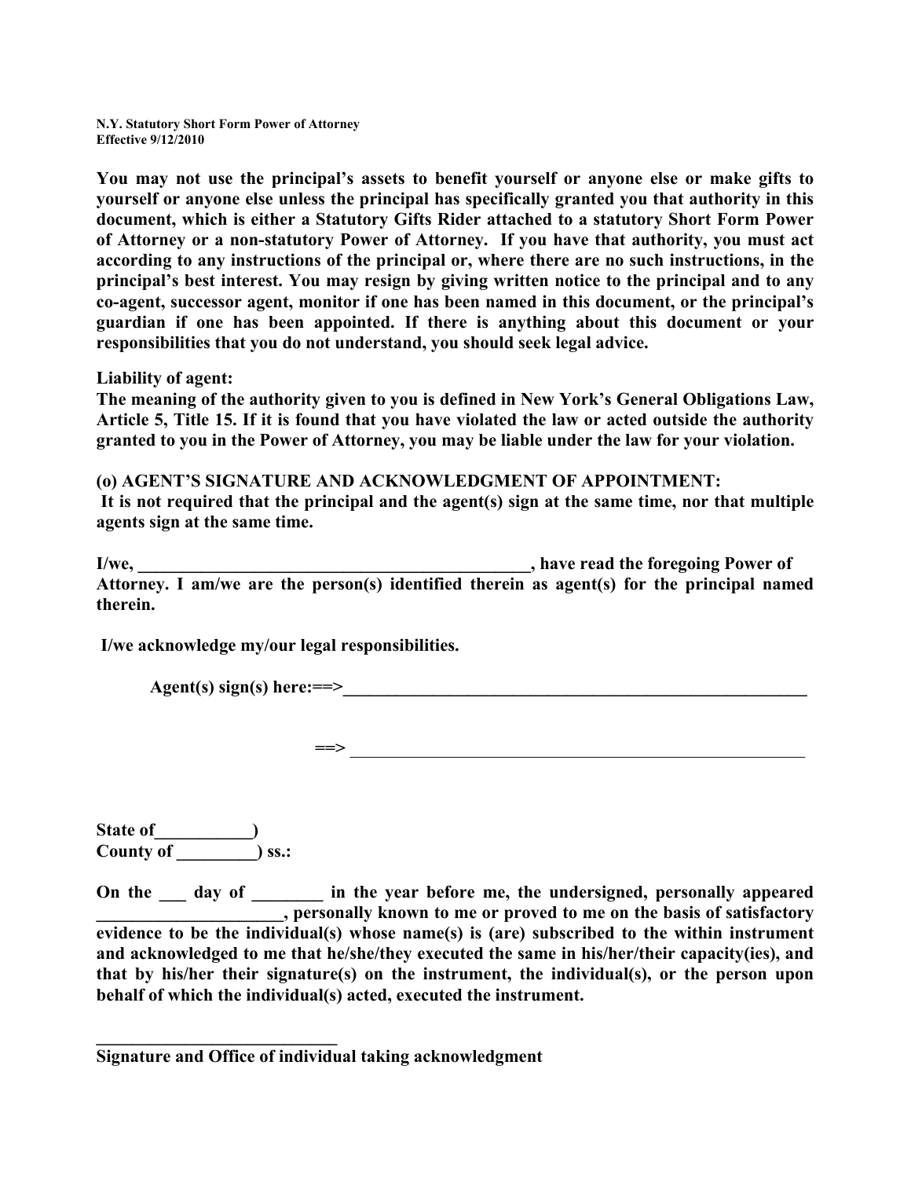N.Y. Statutory Short Form Power of Attorney
Effective 9/12/2010

**You may not use the principal's assets to benefit yourself or anyone else or make gifts to yourself or anyone else unless the principal has specifically granted you that authority in this document, which is either a Statutory Gifts Rider attached to a statutory Short Form Power of Attorney or a non-statutory Power of Attorney. If you have that authority, you must act according to any instructions of the principal or, where there are no such instructions, in the principal's best interest. You may resign by giving written notice to the principal and to any co-agent, successor agent, monitor if one has been named in this document, or the principal's guardian if one has been appointed. If there is anything about this document or your responsibilities that you do not understand, you should seek legal advice.**

**Liability of agent:**
**The meaning of the authority given to you is defined in New York's General Obligations Law, Article 5, Title 15. If it is found that you have violated the law or acted outside the authority granted to you in the Power of Attorney, you may be liable under the law for your violation.**

**(o) AGENT'S SIGNATURE AND ACKNOWLEDGMENT OF APPOINTMENT:**
**It is not required that the principal and the agent(s) sign at the same time, nor that multiple agents sign at the same time.**

**I/we, _______________________________________________, have read the foregoing Power of Attorney. I am/we are the person(s) identified therein as agent(s) for the principal named therein.**

**I/we acknowledge my/our legal responsibilities.**

**Agent(s) sign(s) here:==>_________________________________________________________**

**==> _______________________________________________________**

**State of___________)**
**County of _________) ss.:**

**On the ___ day of ________ in the year before me, the undersigned, personally appeared _____________________, personally known to me or proved to me on the basis of satisfactory evidence to be the individual(s) whose name(s) is (are) subscribed to the within instrument and acknowledged to me that he/she/they executed the same in his/her/their capacity(ies), and that by his/her their signature(s) on the instrument, the individual(s), or the person upon behalf of which the individual(s) acted, executed the instrument.**

**____________________________**
**Signature and Office of individual taking acknowledgment**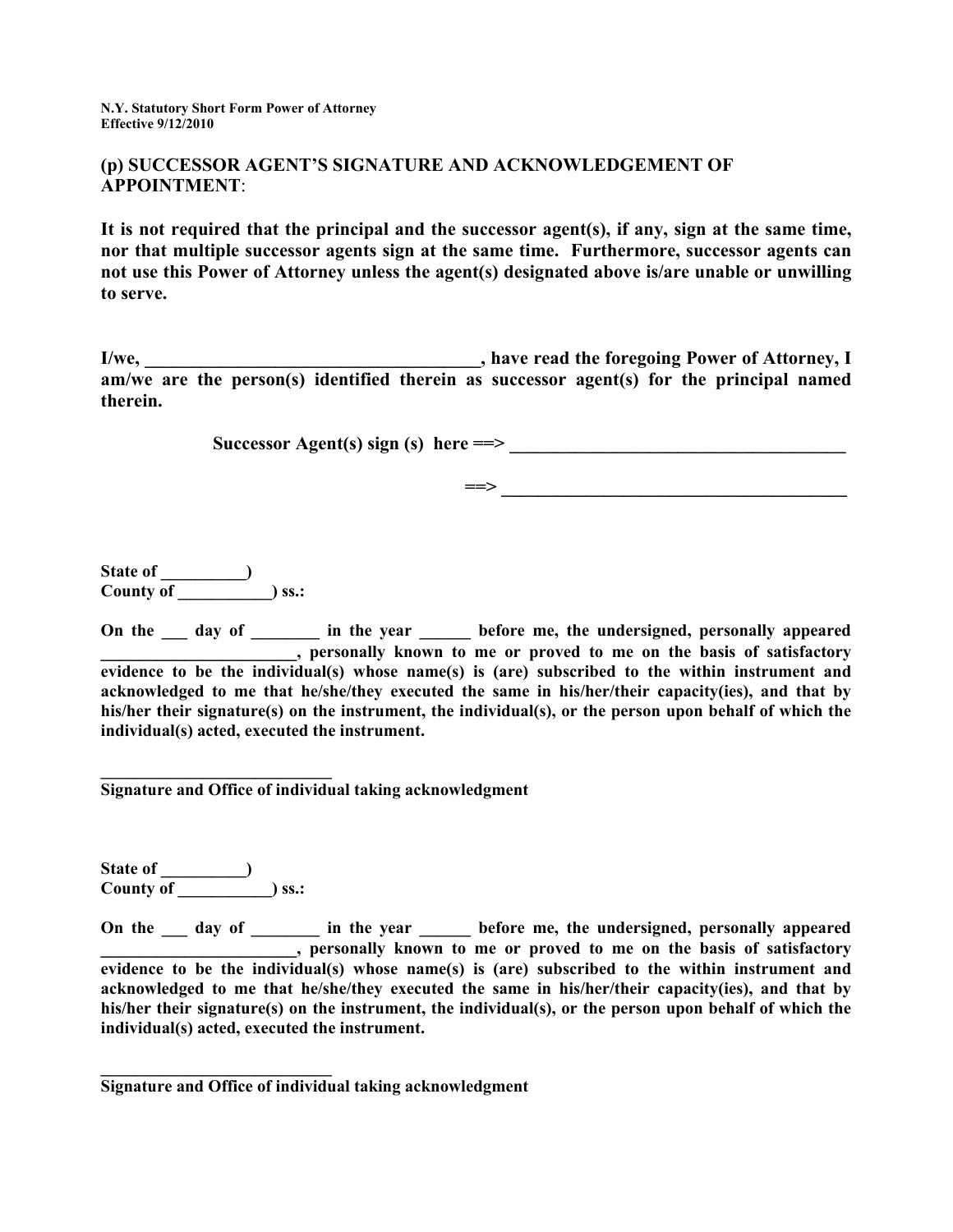N.Y. Statutory Short Form Power of Attorney
Effective 9/12/2010

## (p) SUCCESSOR AGENT'S SIGNATURE AND ACKNOWLEDGEMENT OF APPOINTMENT:

**It is not required that the principal and the successor agent(s), if any, sign at the same time, nor that multiple successor agents sign at the same time. Furthermore, successor agents can not use this Power of Attorney unless the agent(s) designated above is/are unable or unwilling to serve.**

**I/we, _____________________________________, have read the foregoing Power of Attorney, I am/we are the person(s) identified therein as successor agent(s) for the principal named therein.**

**Successor Agent(s) sign (s) here ==> _____________________________________**

**==> _____________________________________**

**State of __________)**
**County of ___________) ss.:**

**On the ___ day of ________ in the year ______ before me, the undersigned, personally appeared _______________________, personally known to me or proved to me on the basis of satisfactory evidence to be the individual(s) whose name(s) is (are) subscribed to the within instrument and acknowledged to me that he/she/they executed the same in his/her/their capacity(ies), and that by his/her their signature(s) on the instrument, the individual(s), or the person upon behalf of which the individual(s) acted, executed the instrument.**

**____________________________**
**Signature and Office of individual taking acknowledgment**

**State of __________)**
**County of ___________) ss.:**

**On the ___ day of ________ in the year ______ before me, the undersigned, personally appeared _______________________, personally known to me or proved to me on the basis of satisfactory evidence to be the individual(s) whose name(s) is (are) subscribed to the within instrument and acknowledged to me that he/she/they executed the same in his/her/their capacity(ies), and that by his/her their signature(s) on the instrument, the individual(s), or the person upon behalf of which the individual(s) acted, executed the instrument.**

**____________________________**
**Signature and Office of individual taking acknowledgment**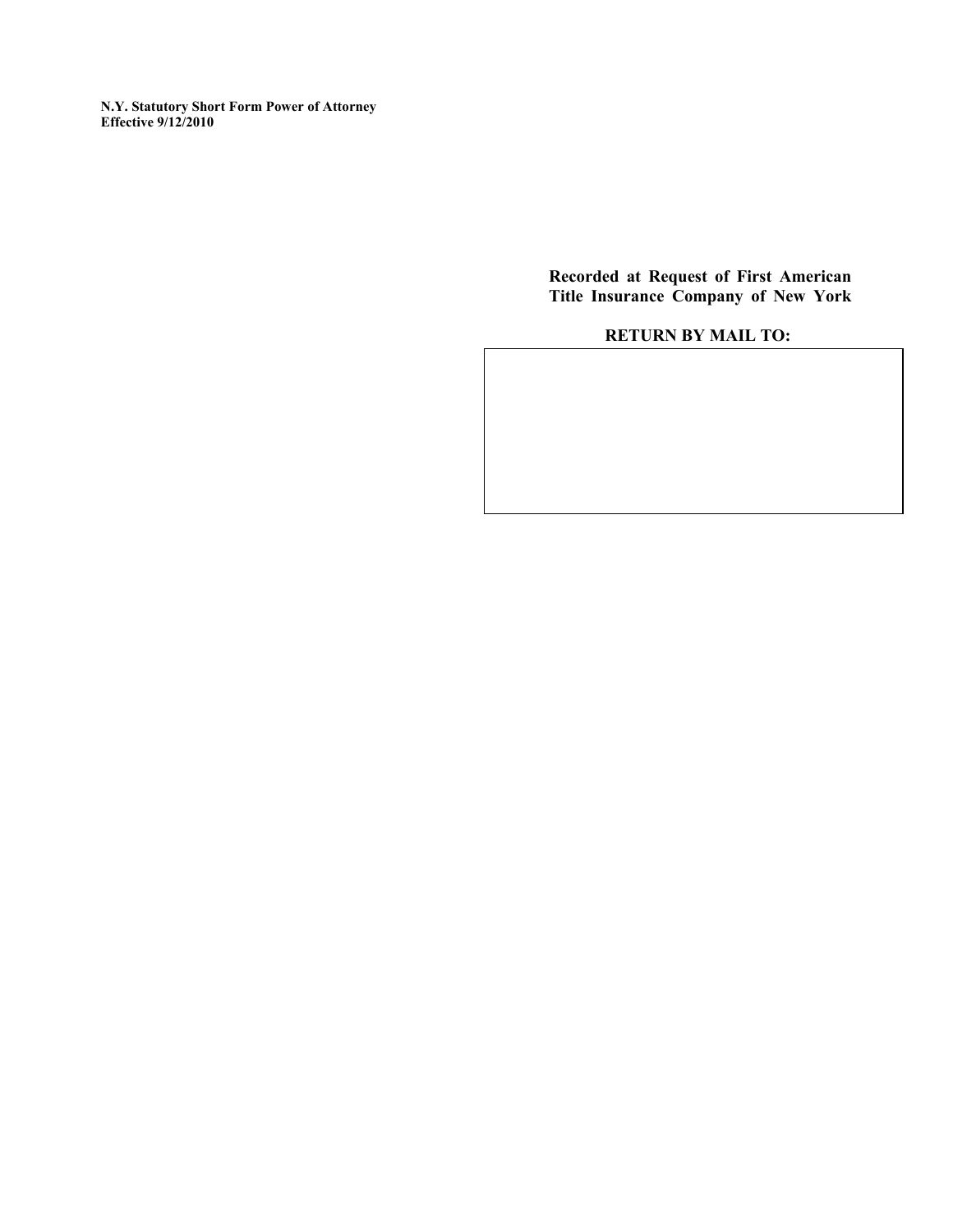**N.Y. Statutory Short Form Power of Attorney**
**Effective 9/12/2010**

**Recorded at Request of First American Title Insurance Company of New York**

**RETURN BY MAIL TO:**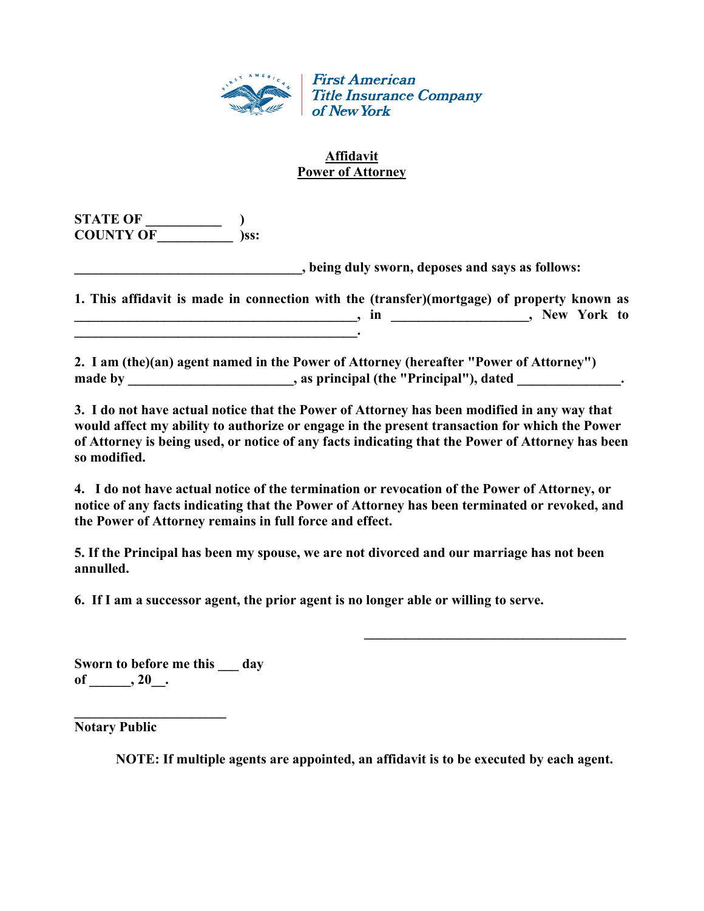First American Title Insurance Company of New York

**Affidavit**
**Power of Attorney**

**STATE OF ___________ )**
**COUNTY OF___________ )ss:**

**_________________________________, being duly sworn, deposes and says as follows:**

**1. This affidavit is made in connection with the (transfer)(mortgage) of property known as __________________________________________, in ____________________, New York to __________________________________________.**

**2. I am (the)(an) agent named in the Power of Attorney (hereafter "Power of Attorney") made by ________________________, as principal (the "Principal"), dated _______________.**

**3. I do not have actual notice that the Power of Attorney has been modified in any way that would affect my ability to authorize or engage in the present transaction for which the Power of Attorney is being used, or notice of any facts indicating that the Power of Attorney has been so modified.**

**4. I do not have actual notice of the termination or revocation of the Power of Attorney, or notice of any facts indicating that the Power of Attorney has been terminated or revoked, and the Power of Attorney remains in full force and effect.**

**5. If the Principal has been my spouse, we are not divorced and our marriage has not been annulled.**

**6. If I am a successor agent, the prior agent is no longer able or willing to serve.**

_______________________________________

**Sworn to before me this ___ day of ______, 20__.**

**_______________________**
**Notary Public**

**NOTE: If multiple agents are appointed, an affidavit is to be executed by each agent.**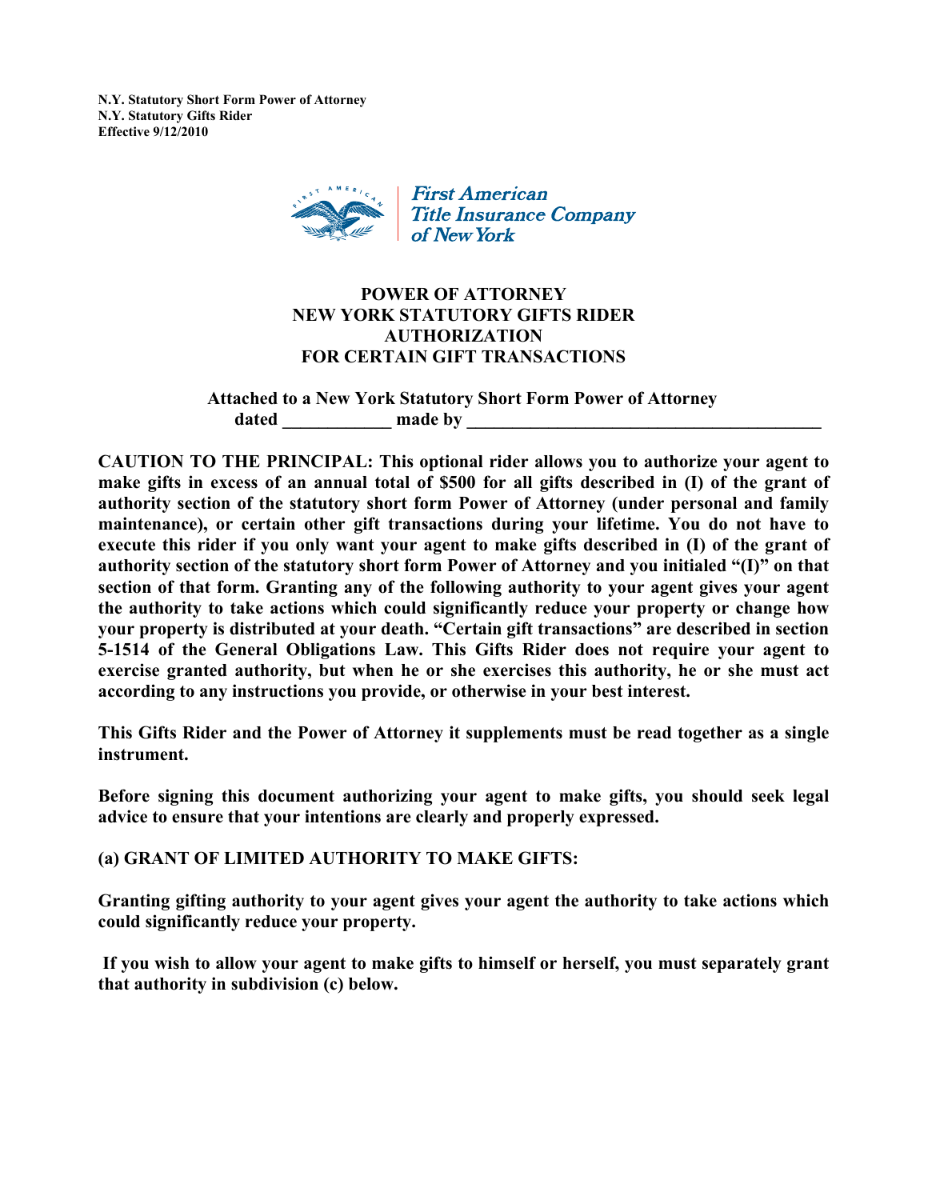**N.Y. Statutory Short Form Power of Attorney**
**N.Y. Statutory Gifts Rider**
**Effective 9/12/2010**

First American Title Insurance Company of New York

# POWER OF ATTORNEY NEW YORK STATUTORY GIFTS RIDER AUTHORIZATION FOR CERTAIN GIFT TRANSACTIONS

**Attached to a New York Statutory Short Form Power of Attorney dated ____________ made by ________________________________________**

**CAUTION TO THE PRINCIPAL: This optional rider allows you to authorize your agent to make gifts in excess of an annual total of $500 for all gifts described in (I) of the grant of authority section of the statutory short form Power of Attorney (under personal and family maintenance), or certain other gift transactions during your lifetime. You do not have to execute this rider if you only want your agent to make gifts described in (I) of the grant of authority section of the statutory short form Power of Attorney and you initialed "(I)" on that section of that form. Granting any of the following authority to your agent gives your agent the authority to take actions which could significantly reduce your property or change how your property is distributed at your death. "Certain gift transactions" are described in section 5-1514 of the General Obligations Law. This Gifts Rider does not require your agent to exercise granted authority, but when he or she exercises this authority, he or she must act according to any instructions you provide, or otherwise in your best interest.**

**This Gifts Rider and the Power of Attorney it supplements must be read together as a single instrument.**

**Before signing this document authorizing your agent to make gifts, you should seek legal advice to ensure that your intentions are clearly and properly expressed.**

**(a) GRANT OF LIMITED AUTHORITY TO MAKE GIFTS:**

**Granting gifting authority to your agent gives your agent the authority to take actions which could significantly reduce your property.**

**If you wish to allow your agent to make gifts to himself or herself, you must separately grant that authority in subdivision (c) below.**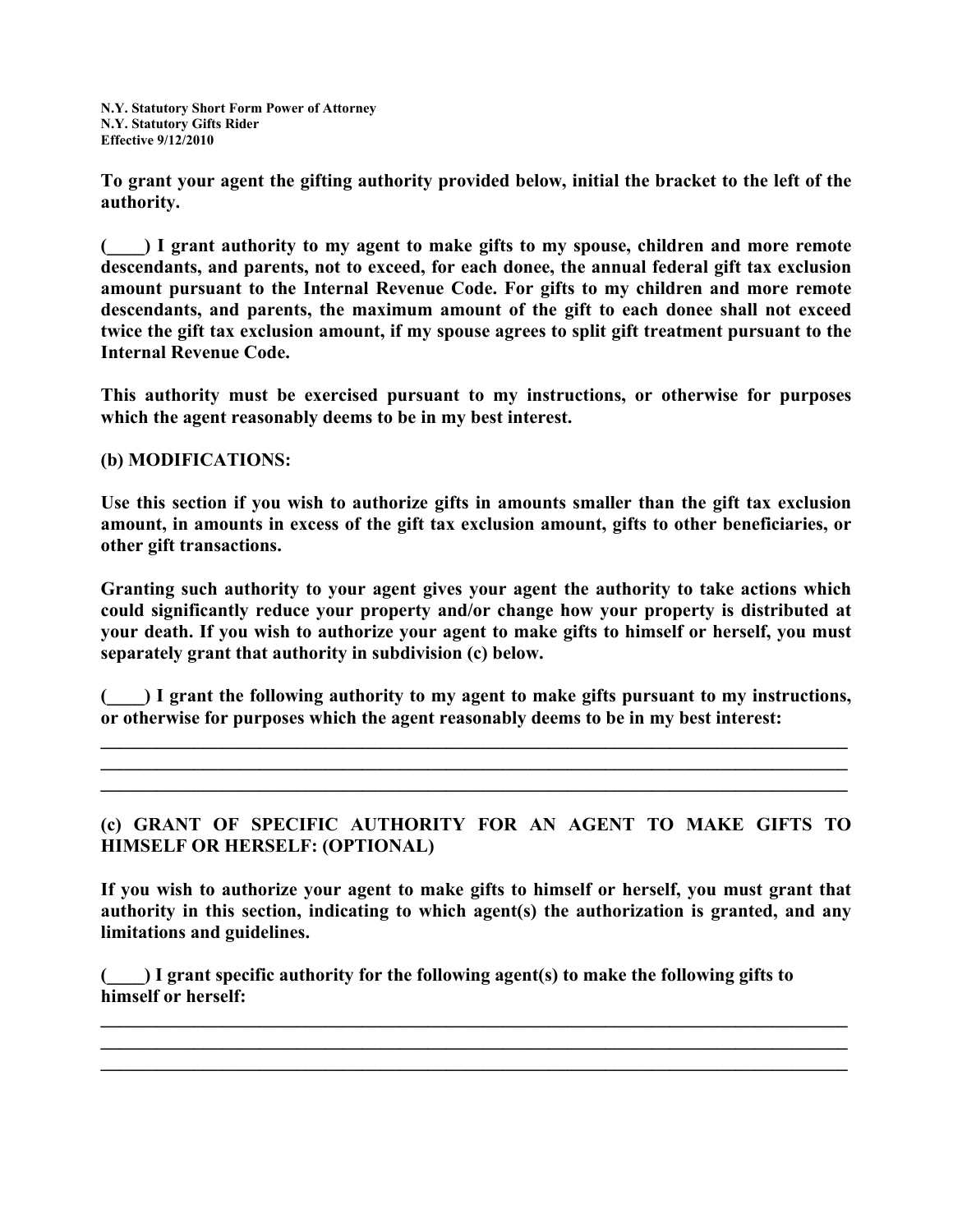**N.Y. Statutory Short Form Power of Attorney**
**N.Y. Statutory Gifts Rider**
**Effective 9/12/2010**

**To grant your agent the gifting authority provided below, initial the bracket to the left of the authority.**

**(____) I grant authority to my agent to make gifts to my spouse, children and more remote descendants, and parents, not to exceed, for each donee, the annual federal gift tax exclusion amount pursuant to the Internal Revenue Code. For gifts to my children and more remote descendants, and parents, the maximum amount of the gift to each donee shall not exceed twice the gift tax exclusion amount, if my spouse agrees to split gift treatment pursuant to the Internal Revenue Code.**

**This authority must be exercised pursuant to my instructions, or otherwise for purposes which the agent reasonably deems to be in my best interest.**

**(b) MODIFICATIONS:**

**Use this section if you wish to authorize gifts in amounts smaller than the gift tax exclusion amount, in amounts in excess of the gift tax exclusion amount, gifts to other beneficiaries, or other gift transactions.**

**Granting such authority to your agent gives your agent the authority to take actions which could significantly reduce your property and/or change how your property is distributed at your death. If you wish to authorize your agent to make gifts to himself or herself, you must separately grant that authority in subdivision (c) below.**

**(____) I grant the following authority to my agent to make gifts pursuant to my instructions, or otherwise for purposes which the agent reasonably deems to be in my best interest:**

_______________________________________________________________________________
_______________________________________________________________________________
_______________________________________________________________________________

**(c) GRANT OF SPECIFIC AUTHORITY FOR AN AGENT TO MAKE GIFTS TO HIMSELF OR HERSELF: (OPTIONAL)**

**If you wish to authorize your agent to make gifts to himself or herself, you must grant that authority in this section, indicating to which agent(s) the authorization is granted, and any limitations and guidelines.**

**(____) I grant specific authority for the following agent(s) to make the following gifts to himself or herself:**

_______________________________________________________________________________
_______________________________________________________________________________
_______________________________________________________________________________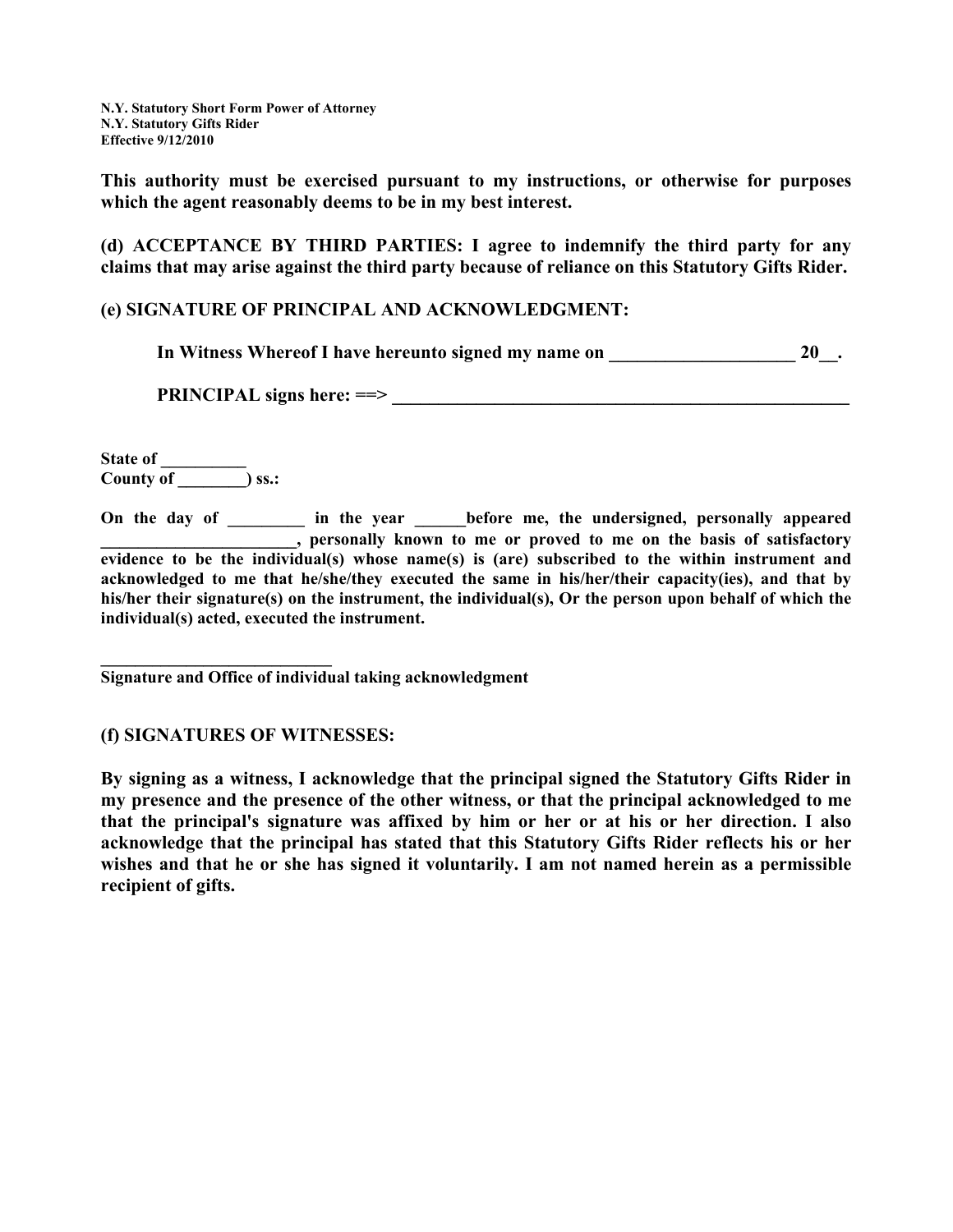**This authority must be exercised pursuant to my instructions, or otherwise for purposes which the agent reasonably deems to be in my best interest.**

**(d) ACCEPTANCE BY THIRD PARTIES: I agree to indemnify the third party for any claims that may arise against the third party because of reliance on this Statutory Gifts Rider.**

**(e) SIGNATURE OF PRINCIPAL AND ACKNOWLEDGMENT:**

**In Witness Whereof I have hereunto signed my name on ____________________ 20__.**

**PRINCIPAL signs here: ==> ____________________________________________________**

**State of __________**
**County of ________) ss.:**

**On the day of _________ in the year ______before me, the undersigned, personally appeared ______________________, personally known to me or proved to me on the basis of satisfactory evidence to be the individual(s) whose name(s) is (are) subscribed to the within instrument and acknowledged to me that he/she/they executed the same in his/her/their capacity(ies), and that by his/her their signature(s) on the instrument, the individual(s), Or the person upon behalf of which the individual(s) acted, executed the instrument.**

**__________________________**
**Signature and Office of individual taking acknowledgment**

**(f) SIGNATURES OF WITNESSES:**

**By signing as a witness, I acknowledge that the principal signed the Statutory Gifts Rider in my presence and the presence of the other witness, or that the principal acknowledged to me that the principal's signature was affixed by him or her or at his or her direction. I also acknowledge that the principal has stated that this Statutory Gifts Rider reflects his or her wishes and that he or she has signed it voluntarily. I am not named herein as a permissible recipient of gifts.**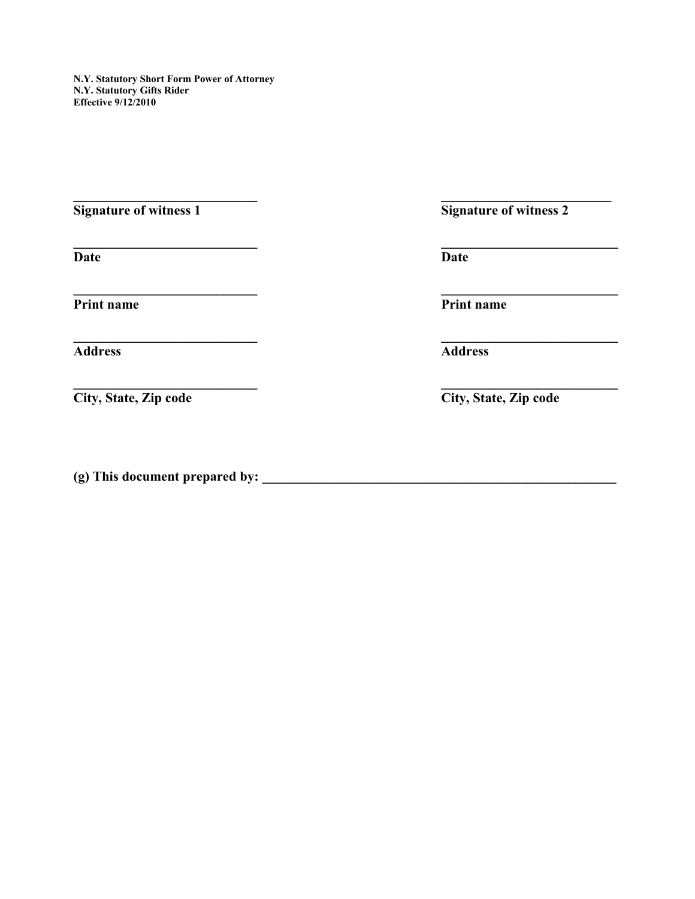**N.Y. Statutory Short Form Power of Attorney**
**N.Y. Statutory Gifts Rider**
**Effective 9/12/2010**

| | |
|---|---|
| ____________________________ | ____________________________ |
| **Signature of witness 1** | **Signature of witness 2** |
| ____________________________ | ____________________________ |
| **Date** | **Date** |
| ____________________________ | ____________________________ |
| **Print name** | **Print name** |
| ____________________________ | ____________________________ |
| **Address** | **Address** |
| ____________________________ | ____________________________ |
| **City, State, Zip code** | **City, State, Zip code** |

**(g) This document prepared by: ______________________________________________________**